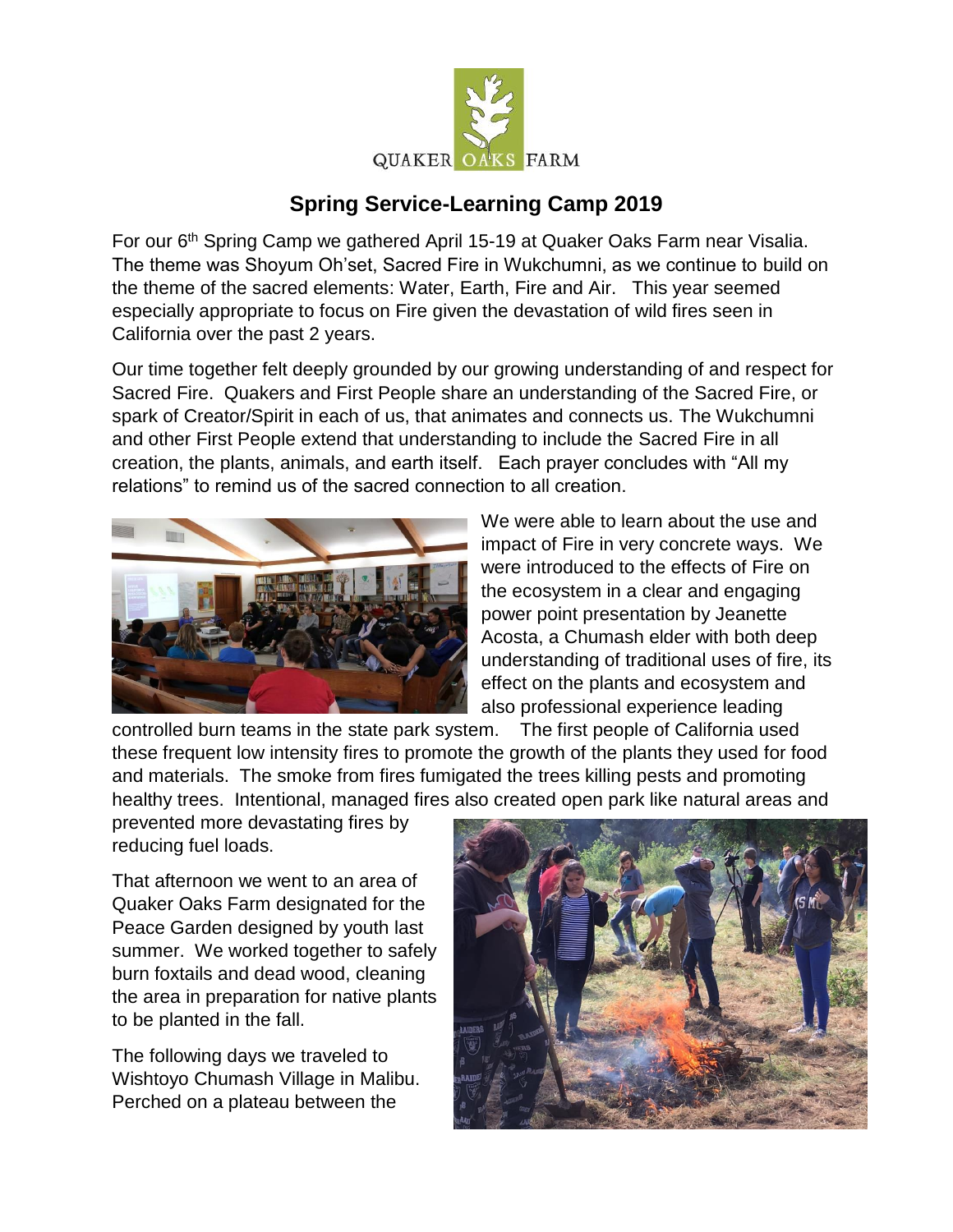QUAKER OAKS FARM

# Spring Service-Learning Camp 2019

For our 6th Spring Camp we gathered April 15-19 at Quaker Oaks Farm near Visalia. The theme was Shoyum Oh'set, Sacred Fire in Wukchumni, as we continue to build on the theme of the sacred elements: Water, Earth, Fire and Air. This year seemed especially appropriate to focus on Fire given the devastation of wild fires seen in California over the past 2 years.

Our time together felt deeply grounded by our growing understanding of and respect for Sacred Fire. Quakers and First People share an understanding of the Sacred Fire, or spark of Creator/Spirit in each of us, that animates and connects us. The Wukchumni and other First People extend that understanding to include the Sacred Fire in all creation, the plants, animals, and earth itself. Each prayer concludes with "All my relations" to remind us of the sacred connection to all creation.

We were able to learn about the use and impact of Fire in very concrete ways. We were introduced to the effects of Fire on the ecosystem in a clear and engaging power point presentation by Jeanette Acosta, a Chumash elder with both deep understanding of traditional uses of fire, its effect on the plants and ecosystem and also professional experience leading controlled burn teams in the state park system. The first people of California used these frequent low intensity fires to promote the growth of the plants they used for food and materials. The smoke from fires fumigated the trees killing pests and promoting healthy trees. Intentional, managed fires also created open park like natural areas and prevented more devastating fires by reducing fuel loads.

That afternoon we went to an area of Quaker Oaks Farm designated for the Peace Garden designed by youth last summer. We worked together to safely burn foxtails and dead wood, cleaning the area in preparation for native plants to be planted in the fall.

The following days we traveled to Wishtoyo Chumash Village in Malibu. Perched on a plateau between the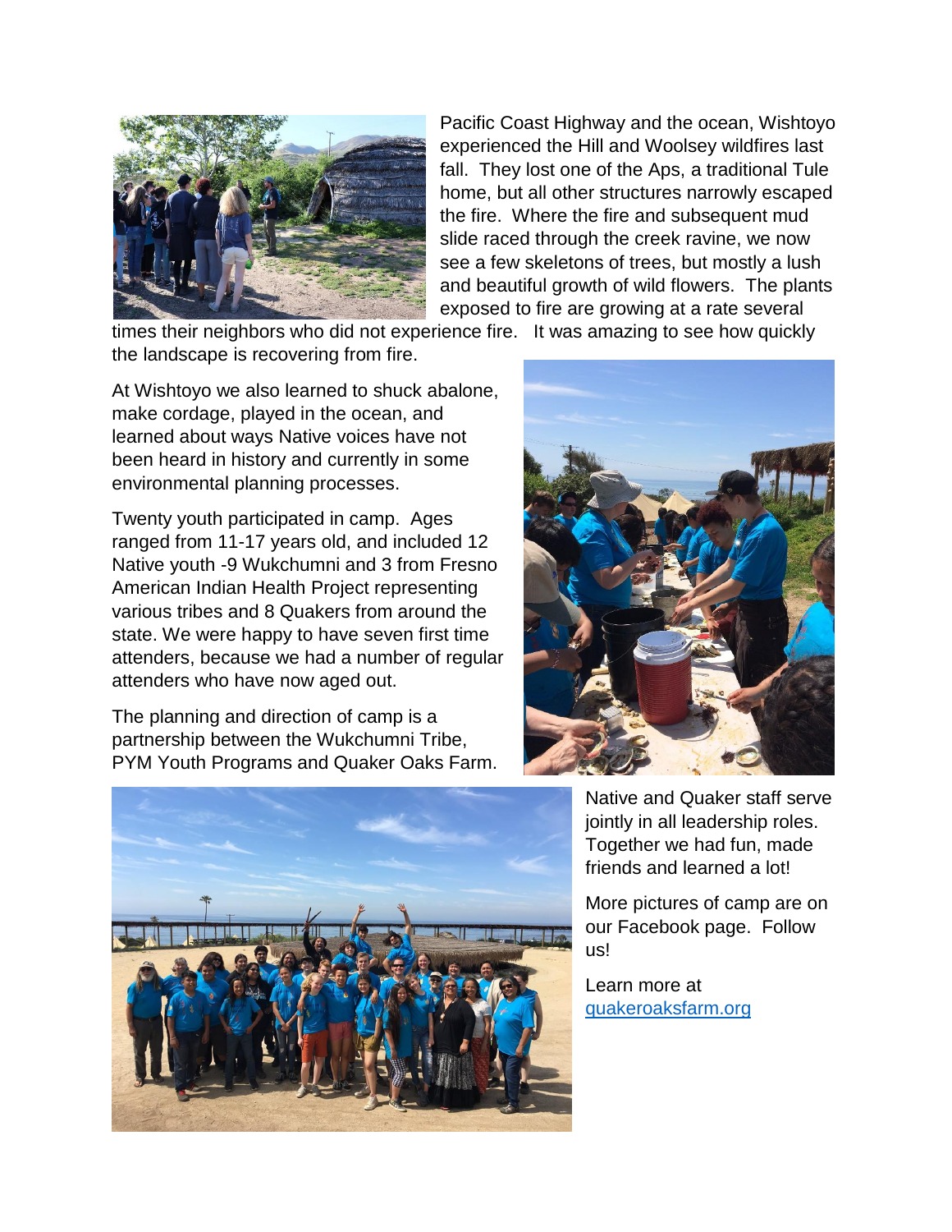Pacific Coast Highway and the ocean, Wishtoyo experienced the Hill and Woolsey wildfires last fall. They lost one of the Aps, a traditional Tule home, but all other structures narrowly escaped the fire. Where the fire and subsequent mud slide raced through the creek ravine, we now see a few skeletons of trees, but mostly a lush and beautiful growth of wild flowers. The plants exposed to fire are growing at a rate several times their neighbors who did not experience fire. It was amazing to see how quickly the landscape is recovering from fire.

At Wishtoyo we also learned to shuck abalone, make cordage, played in the ocean, and learned about ways Native voices have not been heard in history and currently in some environmental planning processes.

Twenty youth participated in camp. Ages ranged from 11-17 years old, and included 12 Native youth -9 Wukchumni and 3 from Fresno American Indian Health Project representing various tribes and 8 Quakers from around the state. We were happy to have seven first time attenders, because we had a number of regular attenders who have now aged out.

The planning and direction of camp is a partnership between the Wukchumni Tribe, PYM Youth Programs and Quaker Oaks Farm. Native and Quaker staff serve jointly in all leadership roles. Together we had fun, made friends and learned a lot!

More pictures of camp are on our Facebook page. Follow us!

Learn more at [quakeroaksfarm.org](http://quakeroaksfarm.org)